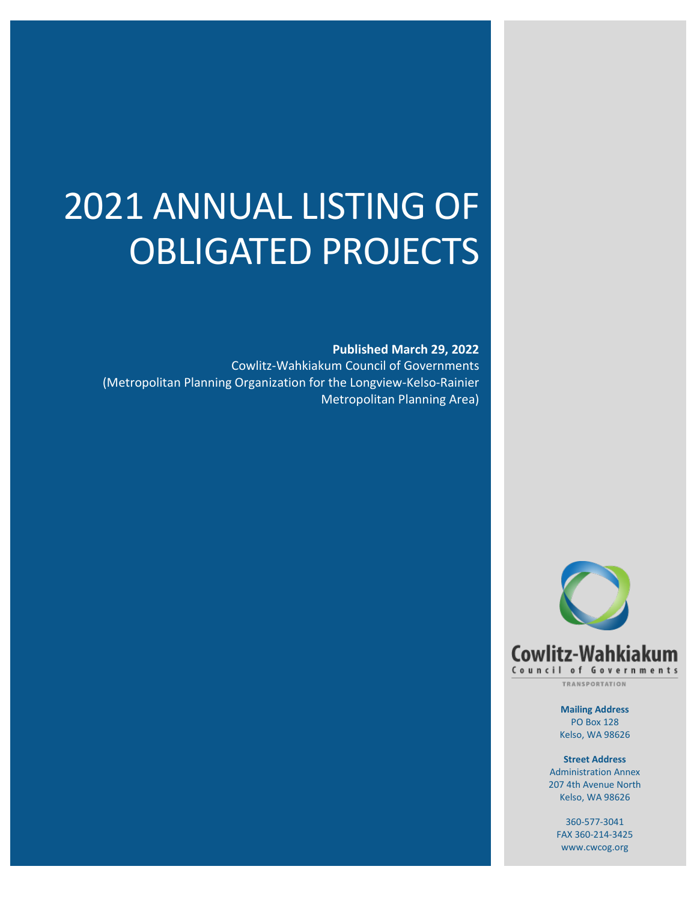# 2021 ANNUAL LISTING OF OBLIGATED PROJECTS

**Published March 29, 2022**

Cowlitz-Wahkiakum Council of Governments
(Metropolitan Planning Organization for the Longview-Kelso-Rainier Metropolitan Planning Area)

Cowlitz-Wahkiakum
Council of Governments
TRANSPORTATION

**Mailing Address**
PO Box 128
Kelso, WA 98626

**Street Address**
Administration Annex
207 4th Avenue North
Kelso, WA 98626

360-577-3041
FAX 360-214-3425
www.cwcog.org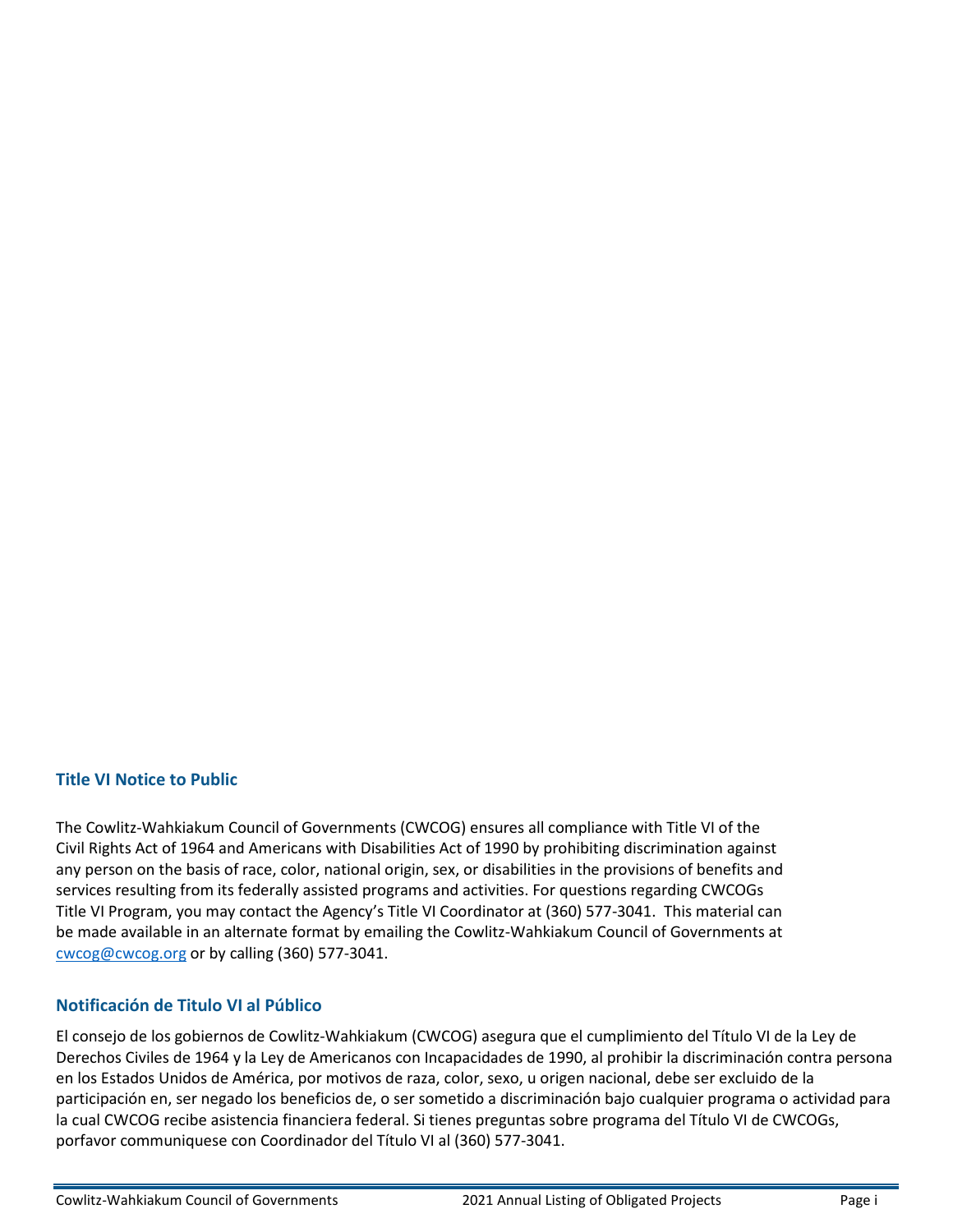## Title VI Notice to Public

The Cowlitz-Wahkiakum Council of Governments (CWCOG) ensures all compliance with Title VI of the Civil Rights Act of 1964 and Americans with Disabilities Act of 1990 by prohibiting discrimination against any person on the basis of race, color, national origin, sex, or disabilities in the provisions of benefits and services resulting from its federally assisted programs and activities. For questions regarding CWCOGs Title VI Program, you may contact the Agency's Title VI Coordinator at (360) 577-3041. This material can be made available in an alternate format by emailing the Cowlitz-Wahkiakum Council of Governments at cwcog@cwcog.org or by calling (360) 577-3041.

## Notificación de Titulo VI al Público

El consejo de los gobiernos de Cowlitz-Wahkiakum (CWCOG) asegura que el cumplimiento del Título VI de la Ley de Derechos Civiles de 1964 y la Ley de Americanos con Incapacidades de 1990, al prohibir la discriminación contra persona en los Estados Unidos de América, por motivos de raza, color, sexo, u origen nacional, debe ser excluido de la participación en, ser negado los beneficios de, o ser sometido a discriminación bajo cualquier programa o actividad para la cual CWCOG recibe asistencia financiera federal. Si tienes preguntas sobre programa del Título VI de CWCOGs, porfavor communiquese con Coordinador del Título VI al (360) 577-3041.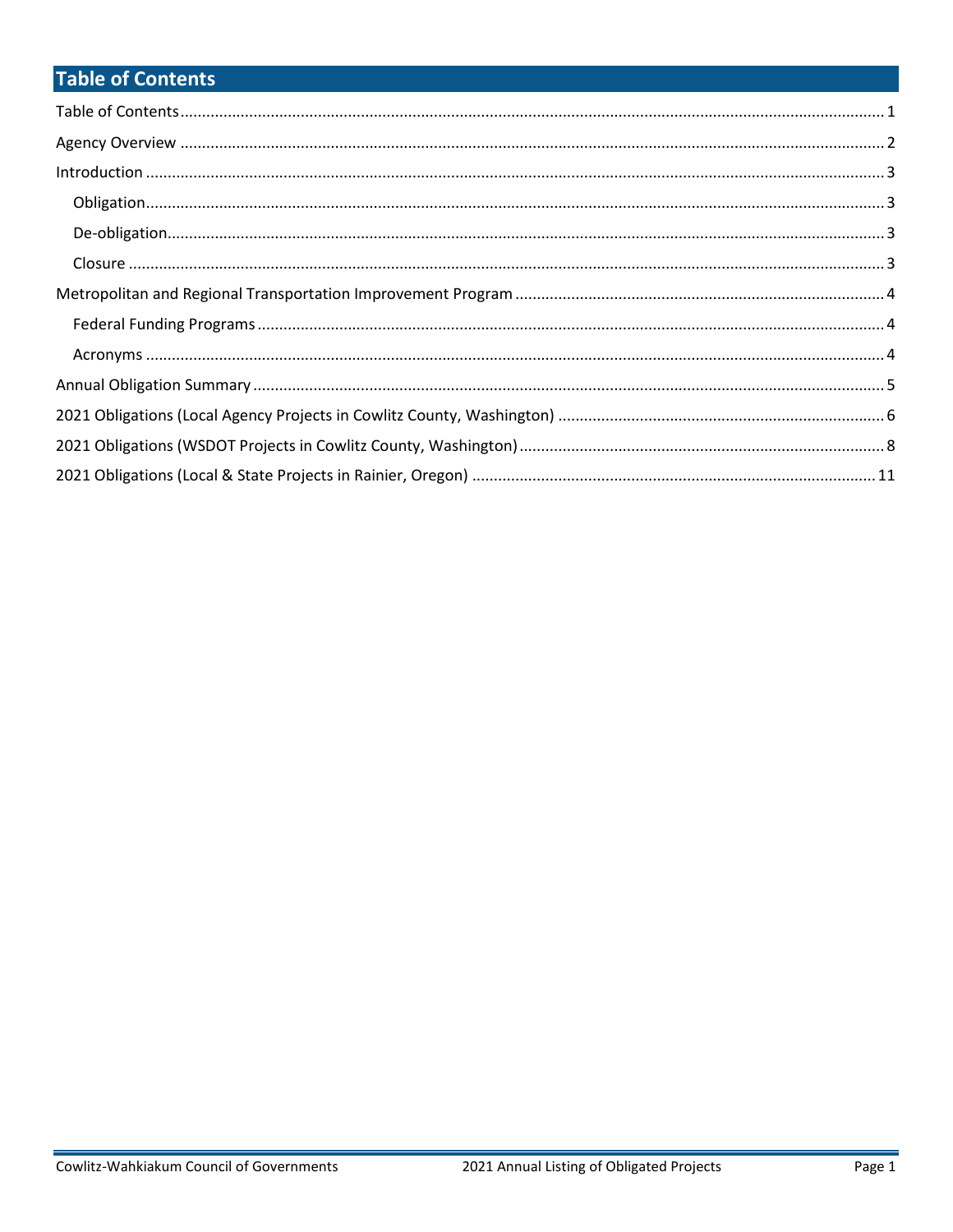# Table of Contents

Table of Contents .......... 1

Agency Overview .......... 2

Introduction .......... 3

- Obligation .......... 3
- De-obligation .......... 3
- Closure .......... 3

Metropolitan and Regional Transportation Improvement Program .......... 4

- Federal Funding Programs .......... 4
- Acronyms .......... 4

Annual Obligation Summary .......... 5

2021 Obligations (Local Agency Projects in Cowlitz County, Washington) .......... 6

2021 Obligations (WSDOT Projects in Cowlitz County, Washington) .......... 8

2021 Obligations (Local & State Projects in Rainier, Oregon) .......... 11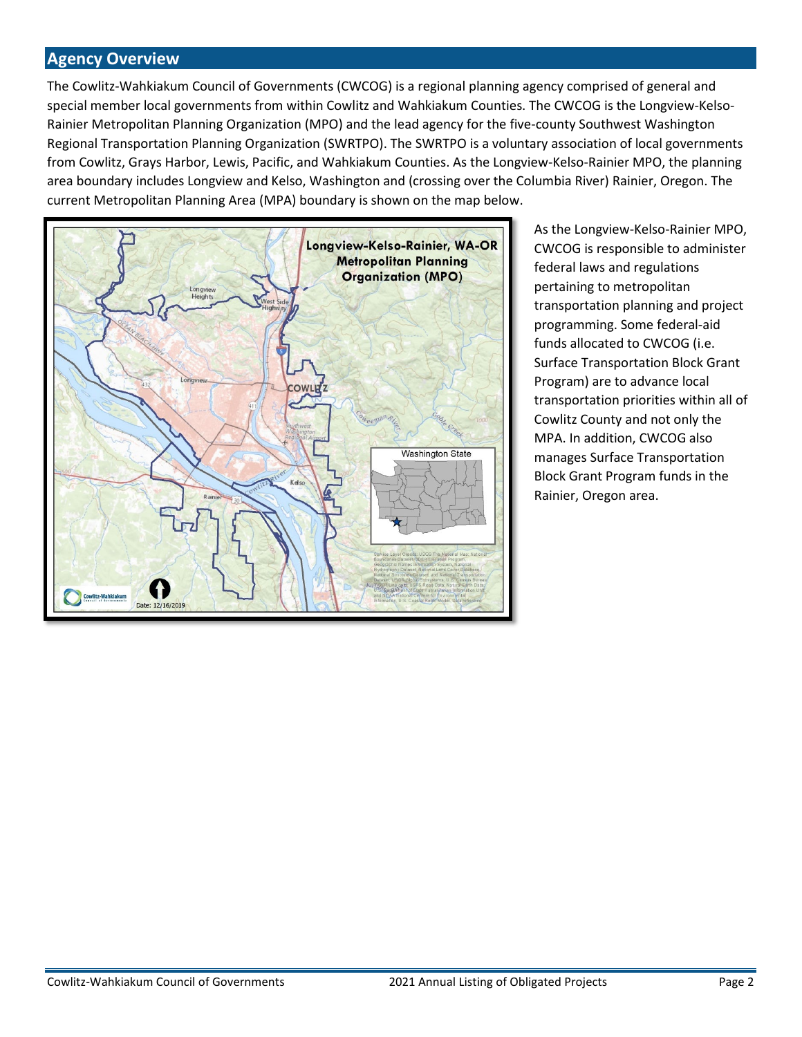## Agency Overview

The Cowlitz-Wahkiakum Council of Governments (CWCOG) is a regional planning agency comprised of general and special member local governments from within Cowlitz and Wahkiakum Counties. The CWCOG is the Longview-Kelso-Rainier Metropolitan Planning Organization (MPO) and the lead agency for the five-county Southwest Washington Regional Transportation Planning Organization (SWRTPO). The SWRTPO is a voluntary association of local governments from Cowlitz, Grays Harbor, Lewis, Pacific, and Wahkiakum Counties. As the Longview-Kelso-Rainier MPO, the planning area boundary includes Longview and Kelso, Washington and (crossing over the Columbia River) Rainier, Oregon. The current Metropolitan Planning Area (MPA) boundary is shown on the map below.

As the Longview-Kelso-Rainier MPO, CWCOG is responsible to administer federal laws and regulations pertaining to metropolitan transportation planning and project programming. Some federal-aid funds allocated to CWCOG (i.e. Surface Transportation Block Grant Program) are to advance local transportation priorities within all of Cowlitz County and not only the MPA. In addition, CWCOG also manages Surface Transportation Block Grant Program funds in the Rainier, Oregon area.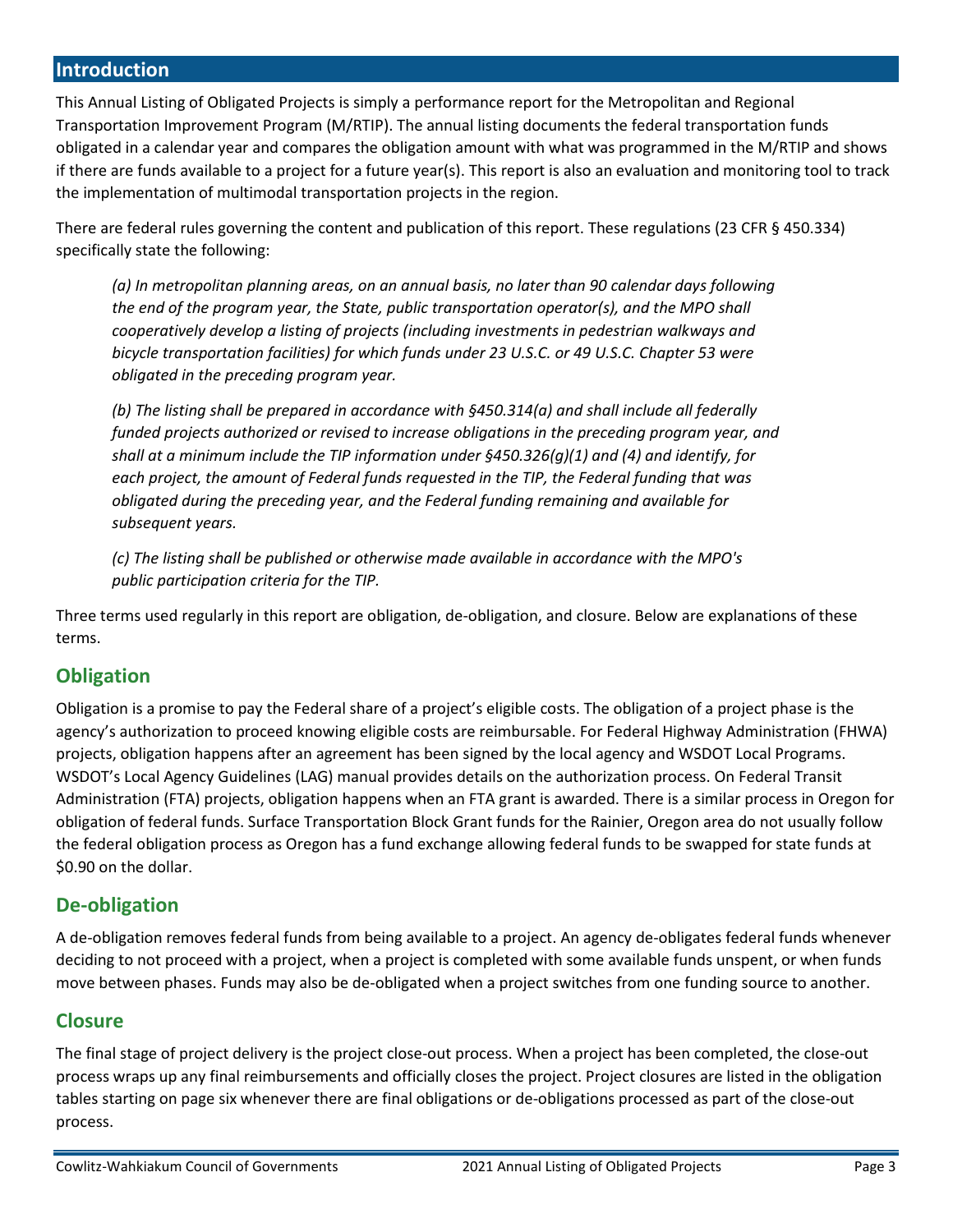## Introduction

This Annual Listing of Obligated Projects is simply a performance report for the Metropolitan and Regional Transportation Improvement Program (M/RTIP). The annual listing documents the federal transportation funds obligated in a calendar year and compares the obligation amount with what was programmed in the M/RTIP and shows if there are funds available to a project for a future year(s). This report is also an evaluation and monitoring tool to track the implementation of multimodal transportation projects in the region.

There are federal rules governing the content and publication of this report. These regulations (23 CFR § 450.334) specifically state the following:

> *(a) In metropolitan planning areas, on an annual basis, no later than 90 calendar days following the end of the program year, the State, public transportation operator(s), and the MPO shall cooperatively develop a listing of projects (including investments in pedestrian walkways and bicycle transportation facilities) for which funds under 23 U.S.C. or 49 U.S.C. Chapter 53 were obligated in the preceding program year.*
>
> *(b) The listing shall be prepared in accordance with §450.314(a) and shall include all federally funded projects authorized or revised to increase obligations in the preceding program year, and shall at a minimum include the TIP information under §450.326(g)(1) and (4) and identify, for each project, the amount of Federal funds requested in the TIP, the Federal funding that was obligated during the preceding year, and the Federal funding remaining and available for subsequent years.*
>
> *(c) The listing shall be published or otherwise made available in accordance with the MPO's public participation criteria for the TIP.*

Three terms used regularly in this report are obligation, de-obligation, and closure. Below are explanations of these terms.

### Obligation

Obligation is a promise to pay the Federal share of a project's eligible costs. The obligation of a project phase is the agency's authorization to proceed knowing eligible costs are reimbursable. For Federal Highway Administration (FHWA) projects, obligation happens after an agreement has been signed by the local agency and WSDOT Local Programs. WSDOT's Local Agency Guidelines (LAG) manual provides details on the authorization process. On Federal Transit Administration (FTA) projects, obligation happens when an FTA grant is awarded. There is a similar process in Oregon for obligation of federal funds. Surface Transportation Block Grant funds for the Rainier, Oregon area do not usually follow the federal obligation process as Oregon has a fund exchange allowing federal funds to be swapped for state funds at $0.90 on the dollar.

### De-obligation

A de-obligation removes federal funds from being available to a project. An agency de-obligates federal funds whenever deciding to not proceed with a project, when a project is completed with some available funds unspent, or when funds move between phases. Funds may also be de-obligated when a project switches from one funding source to another.

### Closure

The final stage of project delivery is the project close-out process. When a project has been completed, the close-out process wraps up any final reimbursements and officially closes the project. Project closures are listed in the obligation tables starting on page six whenever there are final obligations or de-obligations processed as part of the close-out process.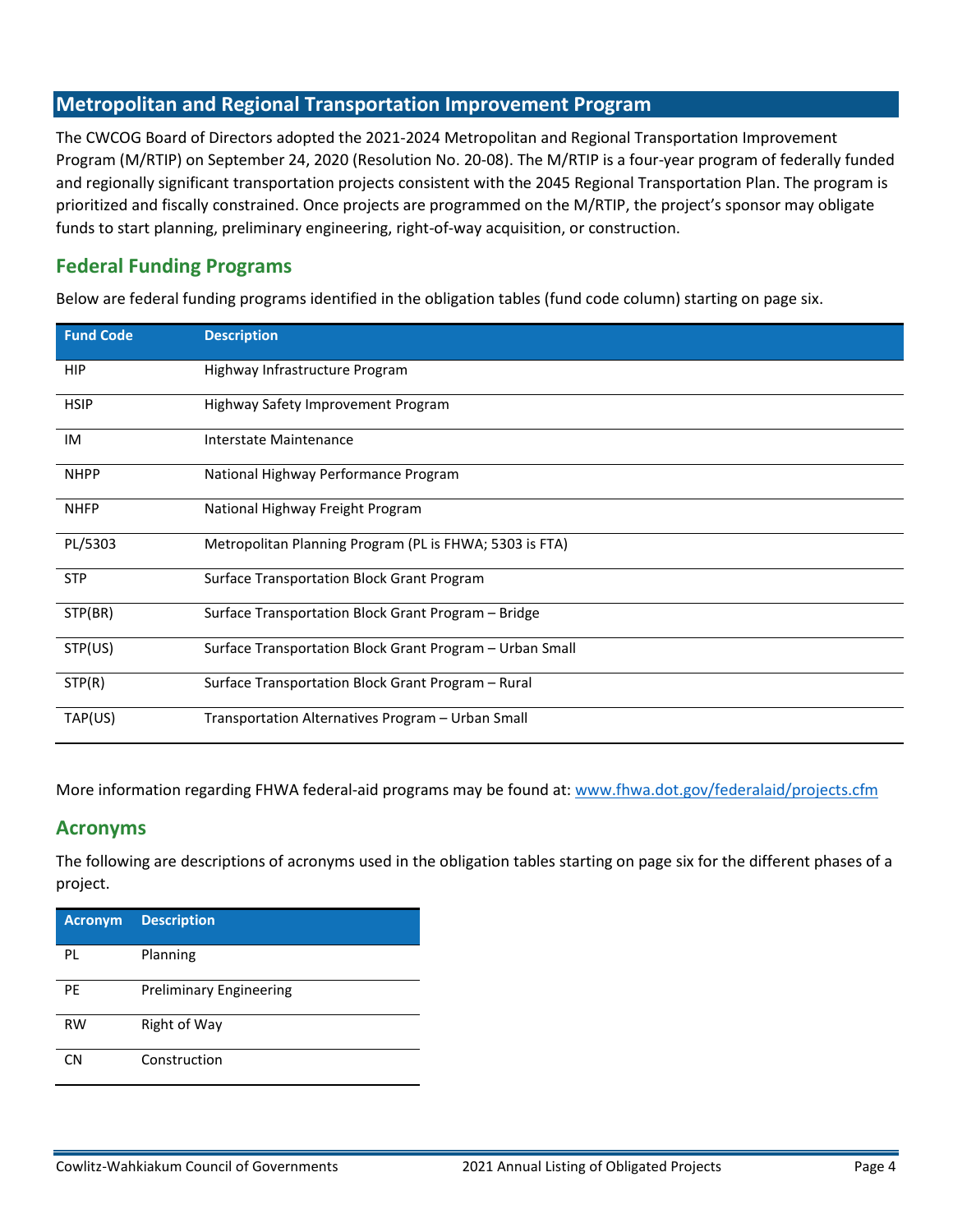## Metropolitan and Regional Transportation Improvement Program

The CWCOG Board of Directors adopted the 2021-2024 Metropolitan and Regional Transportation Improvement Program (M/RTIP) on September 24, 2020 (Resolution No. 20-08). The M/RTIP is a four-year program of federally funded and regionally significant transportation projects consistent with the 2045 Regional Transportation Plan. The program is prioritized and fiscally constrained. Once projects are programmed on the M/RTIP, the project's sponsor may obligate funds to start planning, preliminary engineering, right-of-way acquisition, or construction.

### Federal Funding Programs

Below are federal funding programs identified in the obligation tables (fund code column) starting on page six.

| Fund Code | Description |
|---|---|
| HIP | Highway Infrastructure Program |
| HSIP | Highway Safety Improvement Program |
| IM | Interstate Maintenance |
| NHPP | National Highway Performance Program |
| NHFP | National Highway Freight Program |
| PL/5303 | Metropolitan Planning Program (PL is FHWA; 5303 is FTA) |
| STP | Surface Transportation Block Grant Program |
| STP(BR) | Surface Transportation Block Grant Program – Bridge |
| STP(US) | Surface Transportation Block Grant Program – Urban Small |
| STP(R) | Surface Transportation Block Grant Program – Rural |
| TAP(US) | Transportation Alternatives Program – Urban Small |

More information regarding FHWA federal-aid programs may be found at: www.fhwa.dot.gov/federalaid/projects.cfm

### Acronyms

The following are descriptions of acronyms used in the obligation tables starting on page six for the different phases of a project.

| Acronym | Description |
|---|---|
| PL | Planning |
| PE | Preliminary Engineering |
| RW | Right of Way |
| CN | Construction |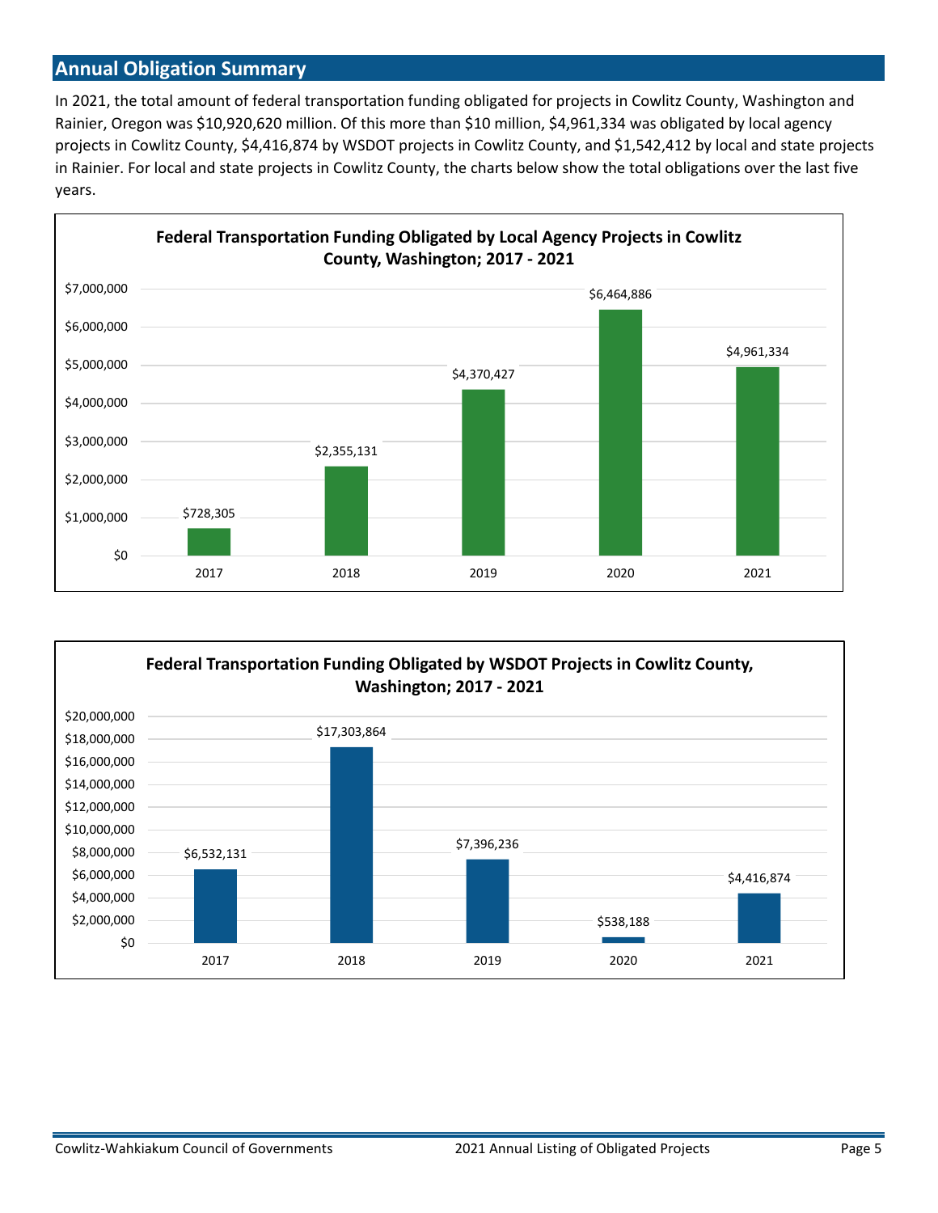## Annual Obligation Summary

In 2021, the total amount of federal transportation funding obligated for projects in Cowlitz County, Washington and Rainier, Oregon was $10,920,620 million. Of this more than $10 million, $4,961,334 was obligated by local agency projects in Cowlitz County, $4,416,874 by WSDOT projects in Cowlitz County, and $1,542,412 by local and state projects in Rainier. For local and state projects in Cowlitz County, the charts below show the total obligations over the last five years.

**Federal Transportation Funding Obligated by Local Agency Projects in Cowlitz County, Washington; 2017 - 2021**

| Year | Amount |
| --- | --- |
| 2017 | $728,305 |
| 2018 | $2,355,131 |
| 2019 | $4,370,427 |
| 2020 | $6,464,886 |
| 2021 | $4,961,334 |

**Federal Transportation Funding Obligated by WSDOT Projects in Cowlitz County, Washington; 2017 - 2021**

| Year | Amount |
| --- | --- |
| 2017 | $6,532,131 |
| 2018 | $17,303,864 |
| 2019 | $7,396,236 |
| 2020 | $538,188 |
| 2021 | $4,416,874 |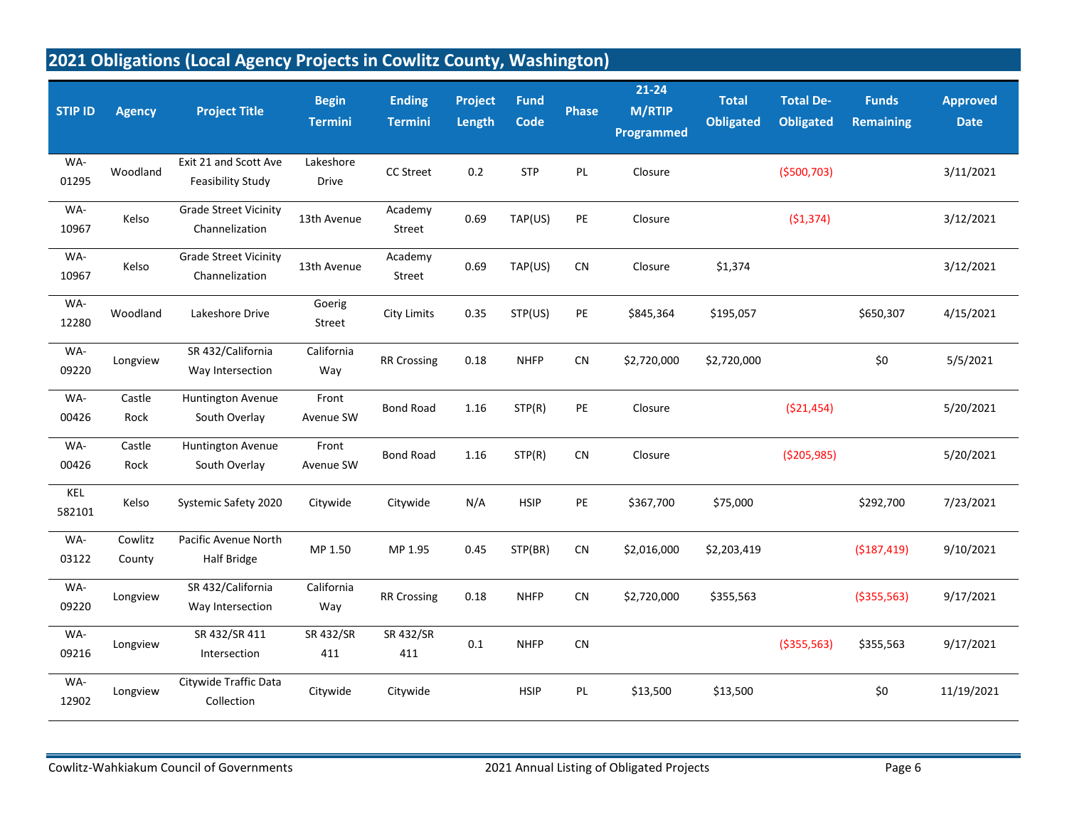## 2021 Obligations (Local Agency Projects in Cowlitz County, Washington)

| STIP ID | Agency | Project Title | Begin Termini | Ending Termini | Project Length | Fund Code | Phase | 21-24 M/RTIP Programmed | Total Obligated | Total De-Obligated | Funds Remaining | Approved Date |
|---|---|---|---|---|---|---|---|---|---|---|---|---|
| WA-01295 | Woodland | Exit 21 and Scott Ave Feasibility Study | Lakeshore Drive | CC Street | 0.2 | STP | PL | Closure | | ($500,703) | | 3/11/2021 |
| WA-10967 | Kelso | Grade Street Vicinity Channelization | 13th Avenue | Academy Street | 0.69 | TAP(US) | PE | Closure | | ($1,374) | | 3/12/2021 |
| WA-10967 | Kelso | Grade Street Vicinity Channelization | 13th Avenue | Academy Street | 0.69 | TAP(US) | CN | Closure | $1,374 | | | 3/12/2021 |
| WA-12280 | Woodland | Lakeshore Drive | Goerig Street | City Limits | 0.35 | STP(US) | PE | $845,364 | $195,057 | | $650,307 | 4/15/2021 |
| WA-09220 | Longview | SR 432/California Way Intersection | California Way | RR Crossing | 0.18 | NHFP | CN | $2,720,000 | $2,720,000 | | $0 | 5/5/2021 |
| WA-00426 | Castle Rock | Huntington Avenue South Overlay | Front Avenue SW | Bond Road | 1.16 | STP(R) | PE | Closure | | ($21,454) | | 5/20/2021 |
| WA-00426 | Castle Rock | Huntington Avenue South Overlay | Front Avenue SW | Bond Road | 1.16 | STP(R) | CN | Closure | | ($205,985) | | 5/20/2021 |
| KEL 582101 | Kelso | Systemic Safety 2020 | Citywide | Citywide | N/A | HSIP | PE | $367,700 | $75,000 | | $292,700 | 7/23/2021 |
| WA-03122 | Cowlitz County | Pacific Avenue North Half Bridge | MP 1.50 | MP 1.95 | 0.45 | STP(BR) | CN | $2,016,000 | $2,203,419 | | ($187,419) | 9/10/2021 |
| WA-09220 | Longview | SR 432/California Way Intersection | California Way | RR Crossing | 0.18 | NHFP | CN | $2,720,000 | $355,563 | | ($355,563) | 9/17/2021 |
| WA-09216 | Longview | SR 432/SR 411 Intersection | SR 432/SR 411 | SR 432/SR 411 | 0.1 | NHFP | CN | | | ($355,563) | $355,563 | 9/17/2021 |
| WA-12902 | Longview | Citywide Traffic Data Collection | Citywide | Citywide | | HSIP | PL | $13,500 | $13,500 | | $0 | 11/19/2021 |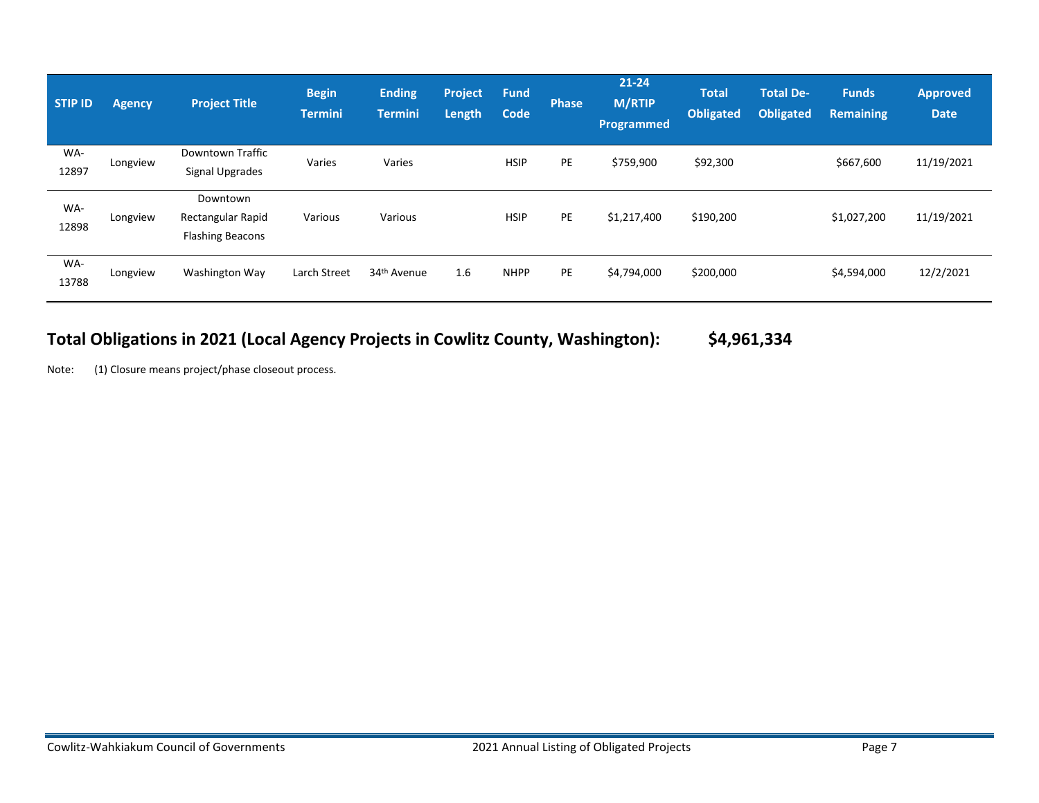| STIP ID | Agency | Project Title | Begin Termini | Ending Termini | Project Length | Fund Code | Phase | 21-24 M/RTIP Programmed | Total Obligated | Total De-Obligated | Funds Remaining | Approved Date |
|---|---|---|---|---|---|---|---|---|---|---|---|---|
| WA-12897 | Longview | Downtown Traffic Signal Upgrades | Varies | Varies | | HSIP | PE | $759,900 | $92,300 | | $667,600 | 11/19/2021 |
| WA-12898 | Longview | Downtown Rectangular Rapid Flashing Beacons | Various | Various | | HSIP | PE | $1,217,400 | $190,200 | | $1,027,200 | 11/19/2021 |
| WA-13788 | Longview | Washington Way | Larch Street | 34th Avenue | 1.6 | NHPP | PE | $4,794,000 | $200,000 | | $4,594,000 | 12/2/2021 |

**Total Obligations in 2021 (Local Agency Projects in Cowlitz County, Washington): $4,961,334**

Note: (1) Closure means project/phase closeout process.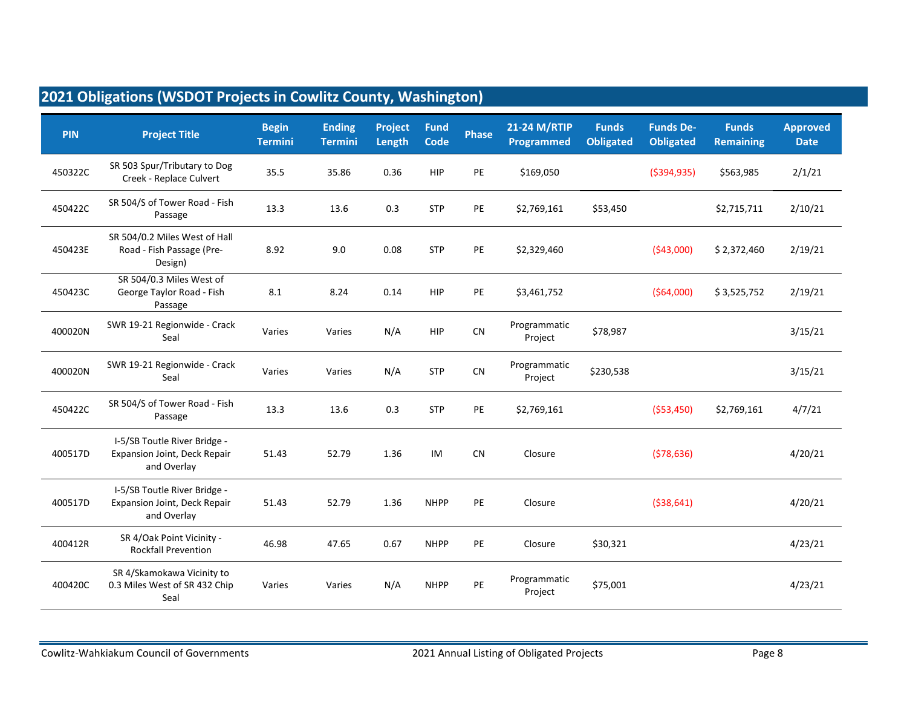## 2021 Obligations (WSDOT Projects in Cowlitz County, Washington)

| PIN | Project Title | Begin Termini | Ending Termini | Project Length | Fund Code | Phase | 21-24 M/RTIP Programmed | Funds Obligated | Funds De-Obligated | Funds Remaining | Approved Date |
|---|---|---|---|---|---|---|---|---|---|---|---|
| 450322C | SR 503 Spur/Tributary to Dog Creek - Replace Culvert | 35.5 | 35.86 | 0.36 | HIP | PE | $169,050 | | ($394,935) | $563,985 | 2/1/21 |
| 450422C | SR 504/S of Tower Road - Fish Passage | 13.3 | 13.6 | 0.3 | STP | PE | $2,769,161 | $53,450 | | $2,715,711 | 2/10/21 |
| 450423E | SR 504/0.2 Miles West of Hall Road - Fish Passage (Pre-Design) | 8.92 | 9.0 | 0.08 | STP | PE | $2,329,460 | | ($43,000) | $ 2,372,460 | 2/19/21 |
| 450423C | SR 504/0.3 Miles West of George Taylor Road - Fish Passage | 8.1 | 8.24 | 0.14 | HIP | PE | $3,461,752 | | ($64,000) | $ 3,525,752 | 2/19/21 |
| 400020N | SWR 19-21 Regionwide - Crack Seal | Varies | Varies | N/A | HIP | CN | Programmatic Project | $78,987 | | | 3/15/21 |
| 400020N | SWR 19-21 Regionwide - Crack Seal | Varies | Varies | N/A | STP | CN | Programmatic Project | $230,538 | | | 3/15/21 |
| 450422C | SR 504/S of Tower Road - Fish Passage | 13.3 | 13.6 | 0.3 | STP | PE | $2,769,161 | | ($53,450) | $2,769,161 | 4/7/21 |
| 400517D | I-5/SB Toutle River Bridge - Expansion Joint, Deck Repair and Overlay | 51.43 | 52.79 | 1.36 | IM | CN | Closure | | ($78,636) | | 4/20/21 |
| 400517D | I-5/SB Toutle River Bridge - Expansion Joint, Deck Repair and Overlay | 51.43 | 52.79 | 1.36 | NHPP | PE | Closure | | ($38,641) | | 4/20/21 |
| 400412R | SR 4/Oak Point Vicinity - Rockfall Prevention | 46.98 | 47.65 | 0.67 | NHPP | PE | Closure | $30,321 | | | 4/23/21 |
| 400420C | SR 4/Skamokawa Vicinity to 0.3 Miles West of SR 432 Chip Seal | Varies | Varies | N/A | NHPP | PE | Programmatic Project | $75,001 | | | 4/23/21 |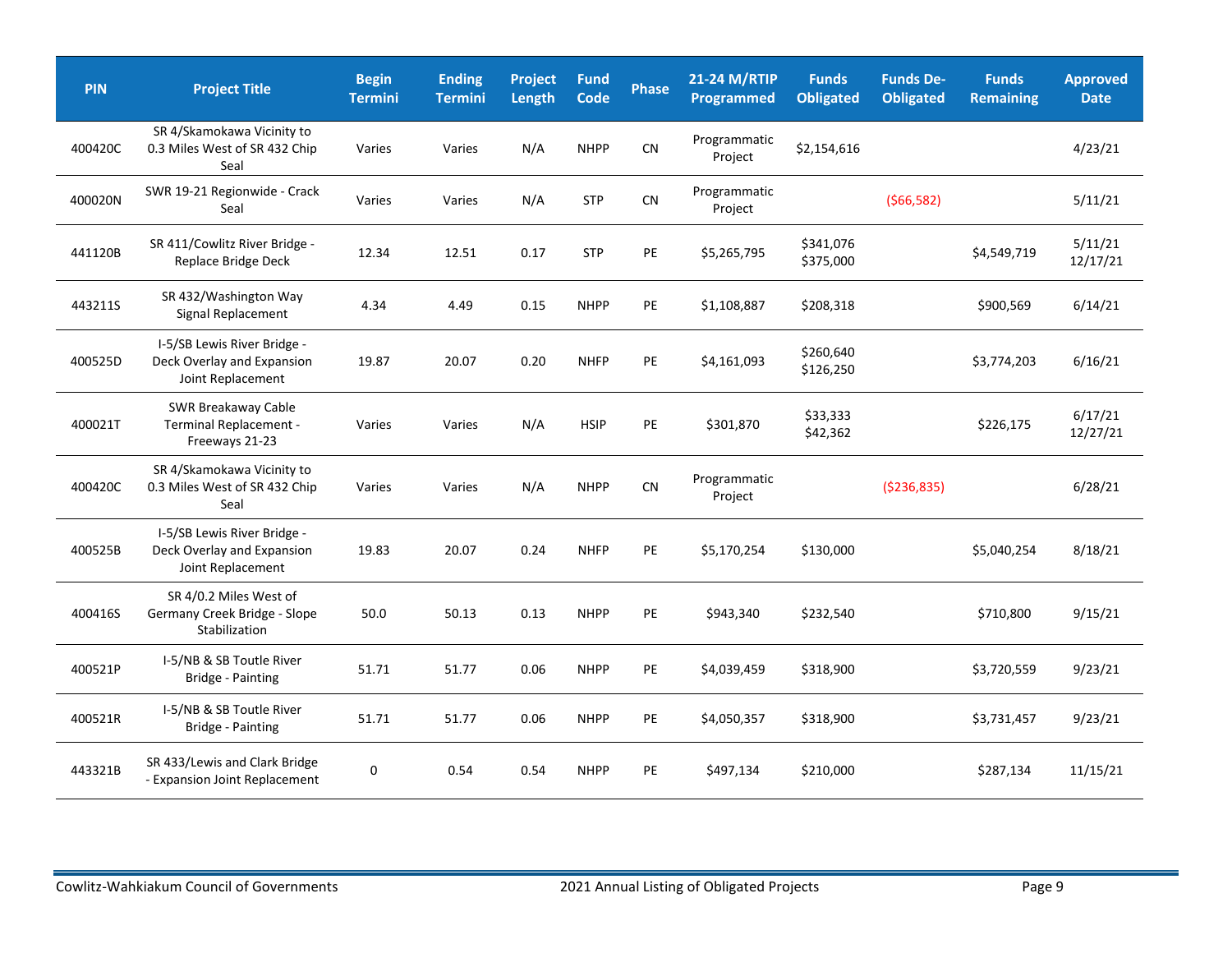| PIN | Project Title | Begin Termini | Ending Termini | Project Length | Fund Code | Phase | 21-24 M/RTIP Programmed | Funds Obligated | Funds De-Obligated | Funds Remaining | Approved Date |
|---|---|---|---|---|---|---|---|---|---|---|---|
| 400420C | SR 4/Skamokawa Vicinity to 0.3 Miles West of SR 432 Chip Seal | Varies | Varies | N/A | NHPP | CN | Programmatic Project | $2,154,616 | | | 4/23/21 |
| 400020N | SWR 19-21 Regionwide - Crack Seal | Varies | Varies | N/A | STP | CN | Programmatic Project | | ($66,582) | | 5/11/21 |
| 441120B | SR 411/Cowlitz River Bridge - Replace Bridge Deck | 12.34 | 12.51 | 0.17 | STP | PE | $5,265,795 | $341,076<br>$375,000 | | $4,549,719 | 5/11/21<br>12/17/21 |
| 443211S | SR 432/Washington Way Signal Replacement | 4.34 | 4.49 | 0.15 | NHPP | PE | $1,108,887 | $208,318 | | $900,569 | 6/14/21 |
| 400525D | I-5/SB Lewis River Bridge - Deck Overlay and Expansion Joint Replacement | 19.87 | 20.07 | 0.20 | NHFP | PE | $4,161,093 | $260,640<br>$126,250 | | $3,774,203 | 6/16/21 |
| 400021T | SWR Breakaway Cable Terminal Replacement - Freeways 21-23 | Varies | Varies | N/A | HSIP | PE | $301,870 | $33,333<br>$42,362 | | $226,175 | 6/17/21<br>12/27/21 |
| 400420C | SR 4/Skamokawa Vicinity to 0.3 Miles West of SR 432 Chip Seal | Varies | Varies | N/A | NHPP | CN | Programmatic Project | | ($236,835) | | 6/28/21 |
| 400525B | I-5/SB Lewis River Bridge - Deck Overlay and Expansion Joint Replacement | 19.83 | 20.07 | 0.24 | NHFP | PE | $5,170,254 | $130,000 | | $5,040,254 | 8/18/21 |
| 400416S | SR 4/0.2 Miles West of Germany Creek Bridge - Slope Stabilization | 50.0 | 50.13 | 0.13 | NHPP | PE | $943,340 | $232,540 | | $710,800 | 9/15/21 |
| 400521P | I-5/NB & SB Toutle River Bridge - Painting | 51.71 | 51.77 | 0.06 | NHPP | PE | $4,039,459 | $318,900 | | $3,720,559 | 9/23/21 |
| 400521R | I-5/NB & SB Toutle River Bridge - Painting | 51.71 | 51.77 | 0.06 | NHPP | PE | $4,050,357 | $318,900 | | $3,731,457 | 9/23/21 |
| 443321B | SR 433/Lewis and Clark Bridge - Expansion Joint Replacement | 0 | 0.54 | 0.54 | NHPP | PE | $497,134 | $210,000 | | $287,134 | 11/15/21 |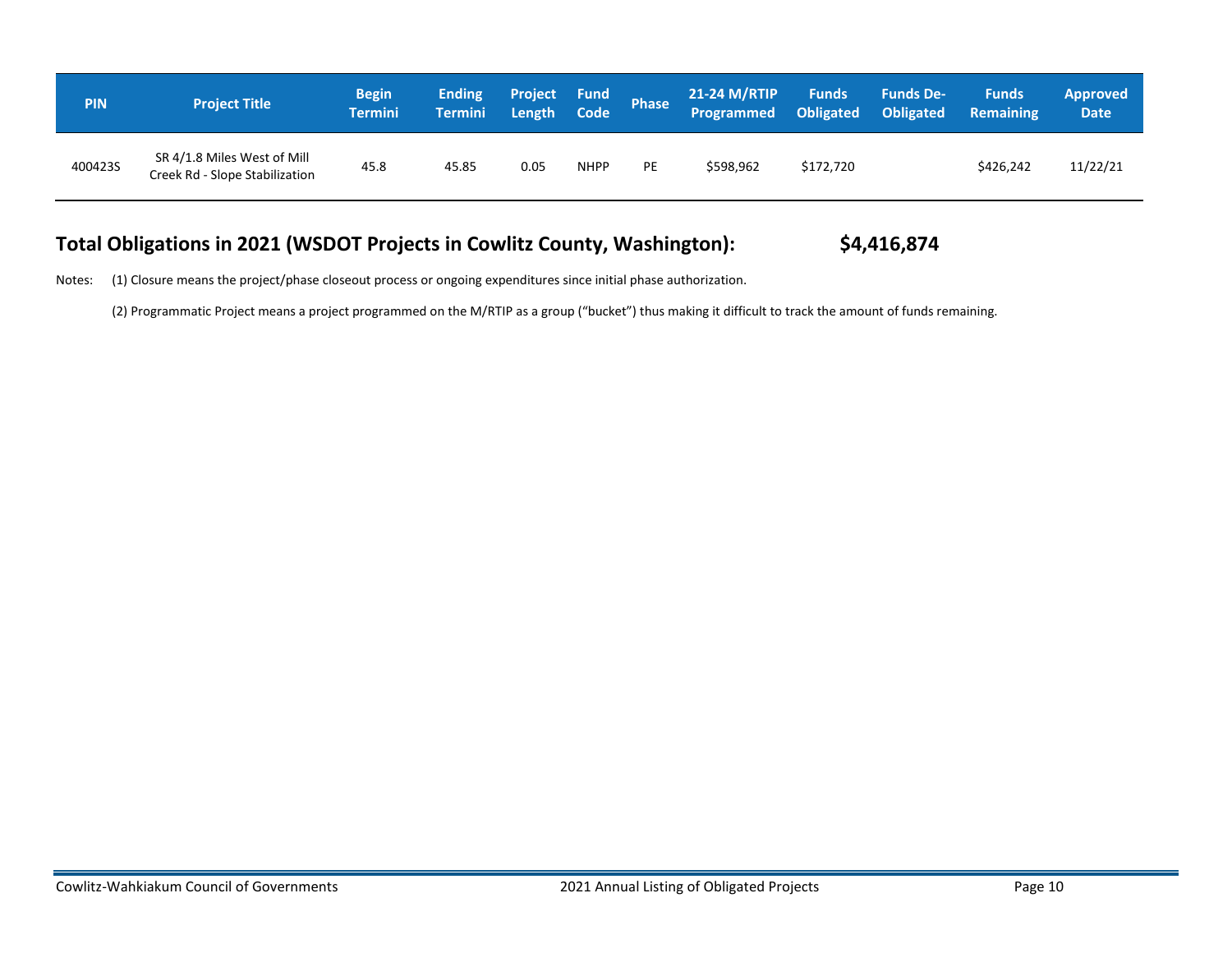| PIN | Project Title | Begin Termini | Ending Termini | Project Length | Fund Code | Phase | 21-24 M/RTIP Programmed | Funds Obligated | Funds De-Obligated | Funds Remaining | Approved Date |
|---|---|---|---|---|---|---|---|---|---|---|---|
| 400423S | SR 4/1.8 Miles West of Mill Creek Rd - Slope Stabilization | 45.8 | 45.85 | 0.05 | NHPP | PE | $598,962 | $172,720 | | $426,242 | 11/22/21 |

## Total Obligations in 2021 (WSDOT Projects in Cowlitz County, Washington): $4,416,874

Notes: (1) Closure means the project/phase closeout process or ongoing expenditures since initial phase authorization.

(2) Programmatic Project means a project programmed on the M/RTIP as a group ("bucket") thus making it difficult to track the amount of funds remaining.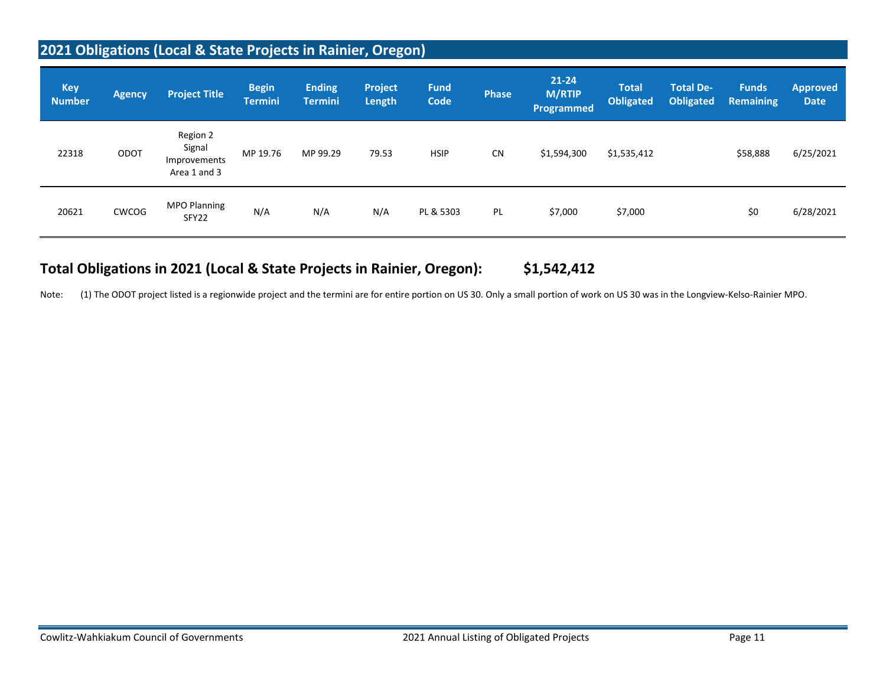## 2021 Obligations (Local & State Projects in Rainier, Oregon)

| Key Number | Agency | Project Title | Begin Termini | Ending Termini | Project Length | Fund Code | Phase | 21-24 M/RTIP Programmed | Total Obligated | Total De-Obligated | Funds Remaining | Approved Date |
|---|---|---|---|---|---|---|---|---|---|---|---|---|
| 22318 | ODOT | Region 2 Signal Improvements Area 1 and 3 | MP 19.76 | MP 99.29 | 79.53 | HSIP | CN | $1,594,300 | $1,535,412 | | $58,888 | 6/25/2021 |
| 20621 | CWCOG | MPO Planning SFY22 | N/A | N/A | N/A | PL & 5303 | PL | $7,000 | $7,000 | | $0 | 6/28/2021 |

**Total Obligations in 2021 (Local & State Projects in Rainier, Oregon): $1,542,412**

Note: (1) The ODOT project listed is a regionwide project and the termini are for entire portion on US 30. Only a small portion of work on US 30 was in the Longview-Kelso-Rainier MPO.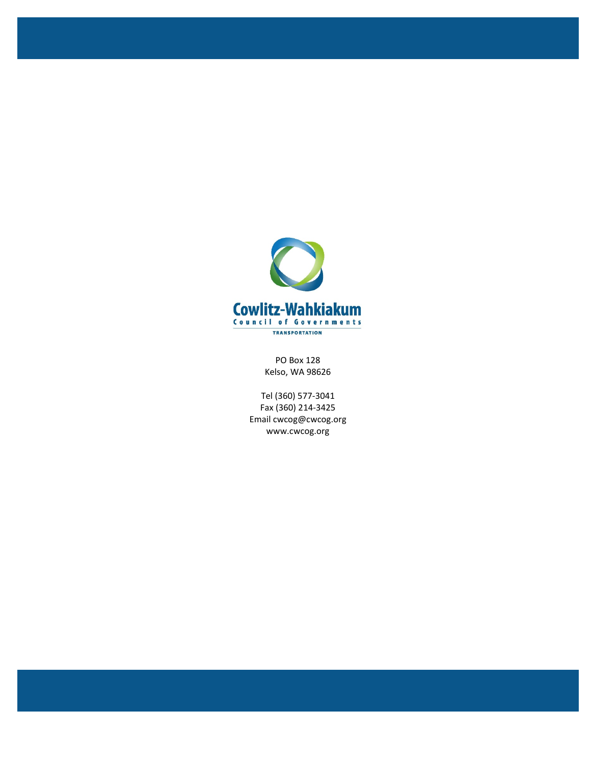Cowlitz-Wahkiakum
Council of Governments
TRANSPORTATION

PO Box 128
Kelso, WA 98626

Tel (360) 577-3041
Fax (360) 214-3425
Email cwcog@cwcog.org
www.cwcog.org